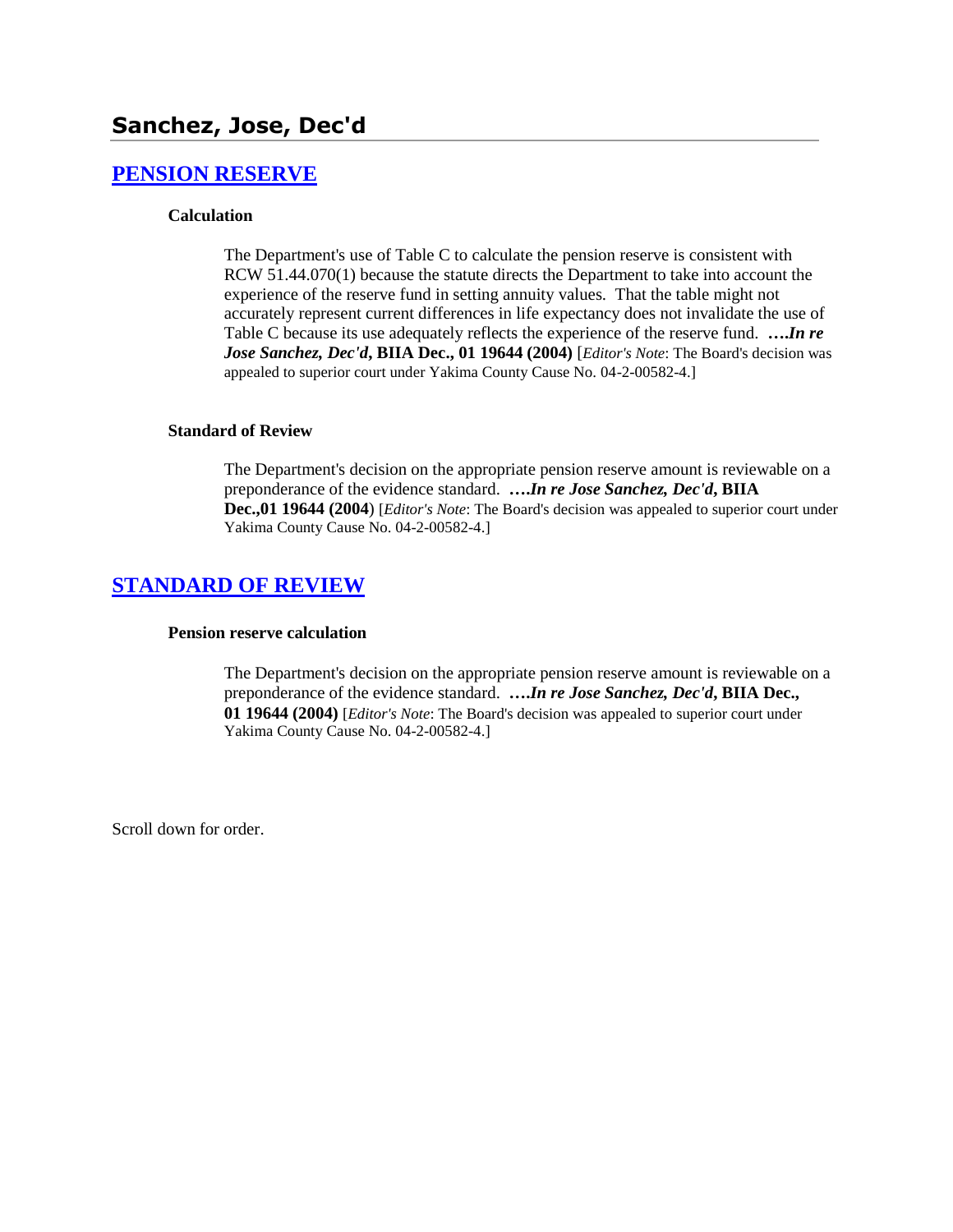# Sanchez, Jose, Dec'd

## PENSION RESERVE

### Calculation

The Department's use of Table C to calculate the pension reserve is consistent with RCW 51.44.070(1) because the statute directs the Department to take into account the experience of the reserve fund in setting annuity values. That the table might not accurately represent current differences in life expectancy does not invalidate the use of Table C because its use adequately reflects the experience of the reserve fund. ***….In re Jose Sanchez, Dec'd*, BIIA Dec., 01 19644 (2004)** [*Editor's Note*: The Board's decision was appealed to superior court under Yakima County Cause No. 04-2-00582-4.]

### Standard of Review

The Department's decision on the appropriate pension reserve amount is reviewable on a preponderance of the evidence standard. ***….In re Jose Sanchez, Dec'd*, BIIA Dec.,01 19644 (2004)** [*Editor's Note*: The Board's decision was appealed to superior court under Yakima County Cause No. 04-2-00582-4.]

## STANDARD OF REVIEW

### Pension reserve calculation

The Department's decision on the appropriate pension reserve amount is reviewable on a preponderance of the evidence standard. ***….In re Jose Sanchez, Dec'd*, BIIA Dec., 01 19644 (2004)** [*Editor's Note*: The Board's decision was appealed to superior court under Yakima County Cause No. 04-2-00582-4.]

Scroll down for order.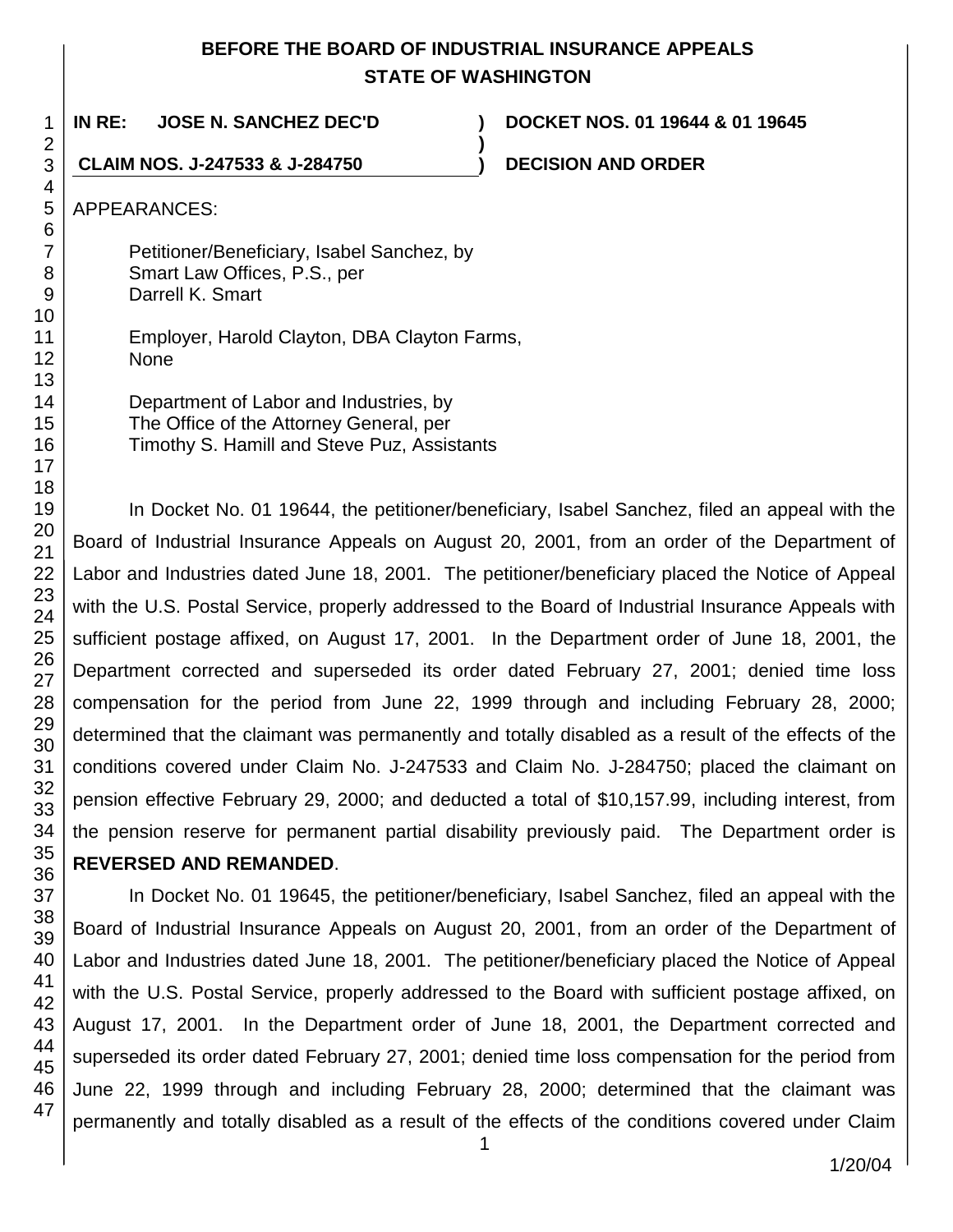**BEFORE THE BOARD OF INDUSTRIAL INSURANCE APPEALS**
**STATE OF WASHINGTON**

| | | |
|---|---|---|
| **IN RE: JOSE N. SANCHEZ DEC'D** | **)** | **DOCKET NOS. 01 19644 & 01 19645** |
| | **)** | |
| **CLAIM NOS. J-247533 & J-284750** | **)** | **DECISION AND ORDER** |

APPEARANCES:

Petitioner/Beneficiary, Isabel Sanchez, by
Smart Law Offices, P.S., per
Darrell K. Smart

Employer, Harold Clayton, DBA Clayton Farms,
None

Department of Labor and Industries, by
The Office of the Attorney General, per
Timothy S. Hamill and Steve Puz, Assistants

In Docket No. 01 19644, the petitioner/beneficiary, Isabel Sanchez, filed an appeal with the Board of Industrial Insurance Appeals on August 20, 2001, from an order of the Department of Labor and Industries dated June 18, 2001. The petitioner/beneficiary placed the Notice of Appeal with the U.S. Postal Service, properly addressed to the Board of Industrial Insurance Appeals with sufficient postage affixed, on August 17, 2001. In the Department order of June 18, 2001, the Department corrected and superseded its order dated February 27, 2001; denied time loss compensation for the period from June 22, 1999 through and including February 28, 2000; determined that the claimant was permanently and totally disabled as a result of the effects of the conditions covered under Claim No. J-247533 and Claim No. J-284750; placed the claimant on pension effective February 29, 2000; and deducted a total of $10,157.99, including interest, from the pension reserve for permanent partial disability previously paid. The Department order is **REVERSED AND REMANDED**.

In Docket No. 01 19645, the petitioner/beneficiary, Isabel Sanchez, filed an appeal with the Board of Industrial Insurance Appeals on August 20, 2001, from an order of the Department of Labor and Industries dated June 18, 2001. The petitioner/beneficiary placed the Notice of Appeal with the U.S. Postal Service, properly addressed to the Board with sufficient postage affixed, on August 17, 2001. In the Department order of June 18, 2001, the Department corrected and superseded its order dated February 27, 2001; denied time loss compensation for the period from June 22, 1999 through and including February 28, 2000; determined that the claimant was permanently and totally disabled as a result of the effects of the conditions covered under Claim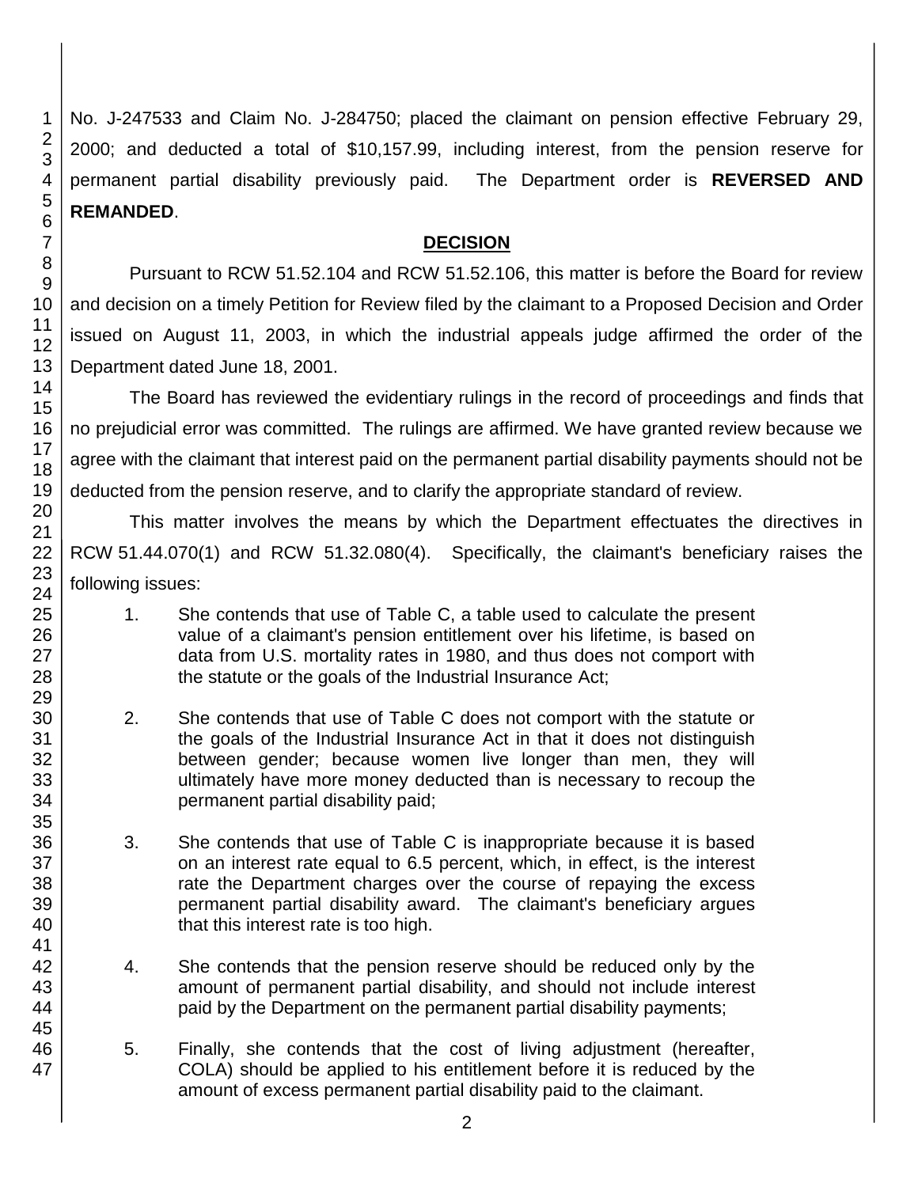No. J-247533 and Claim No. J-284750; placed the claimant on pension effective February 29, 2000; and deducted a total of $10,157.99, including interest, from the pension reserve for permanent partial disability previously paid. The Department order is **REVERSED AND REMANDED**.

## DECISION

Pursuant to RCW 51.52.104 and RCW 51.52.106, this matter is before the Board for review and decision on a timely Petition for Review filed by the claimant to a Proposed Decision and Order issued on August 11, 2003, in which the industrial appeals judge affirmed the order of the Department dated June 18, 2001.

The Board has reviewed the evidentiary rulings in the record of proceedings and finds that no prejudicial error was committed. The rulings are affirmed. We have granted review because we agree with the claimant that interest paid on the permanent partial disability payments should not be deducted from the pension reserve, and to clarify the appropriate standard of review.

This matter involves the means by which the Department effectuates the directives in RCW 51.44.070(1) and RCW 51.32.080(4). Specifically, the claimant's beneficiary raises the following issues:

1. She contends that use of Table C, a table used to calculate the present value of a claimant's pension entitlement over his lifetime, is based on data from U.S. mortality rates in 1980, and thus does not comport with the statute or the goals of the Industrial Insurance Act;

2. She contends that use of Table C does not comport with the statute or the goals of the Industrial Insurance Act in that it does not distinguish between gender; because women live longer than men, they will ultimately have more money deducted than is necessary to recoup the permanent partial disability paid;

3. She contends that use of Table C is inappropriate because it is based on an interest rate equal to 6.5 percent, which, in effect, is the interest rate the Department charges over the course of repaying the excess permanent partial disability award. The claimant's beneficiary argues that this interest rate is too high.

4. She contends that the pension reserve should be reduced only by the amount of permanent partial disability, and should not include interest paid by the Department on the permanent partial disability payments;

5. Finally, she contends that the cost of living adjustment (hereafter, COLA) should be applied to his entitlement before it is reduced by the amount of excess permanent partial disability paid to the claimant.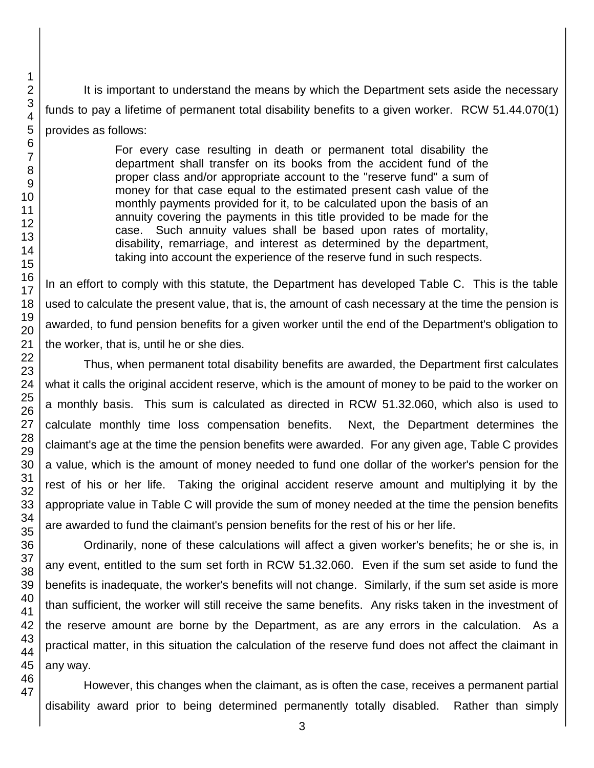It is important to understand the means by which the Department sets aside the necessary funds to pay a lifetime of permanent total disability benefits to a given worker. RCW 51.44.070(1) provides as follows:

> For every case resulting in death or permanent total disability the department shall transfer on its books from the accident fund of the proper class and/or appropriate account to the "reserve fund" a sum of money for that case equal to the estimated present cash value of the monthly payments provided for it, to be calculated upon the basis of an annuity covering the payments in this title provided to be made for the case. Such annuity values shall be based upon rates of mortality, disability, remarriage, and interest as determined by the department, taking into account the experience of the reserve fund in such respects.

In an effort to comply with this statute, the Department has developed Table C. This is the table used to calculate the present value, that is, the amount of cash necessary at the time the pension is awarded, to fund pension benefits for a given worker until the end of the Department's obligation to the worker, that is, until he or she dies.

Thus, when permanent total disability benefits are awarded, the Department first calculates what it calls the original accident reserve, which is the amount of money to be paid to the worker on a monthly basis. This sum is calculated as directed in RCW 51.32.060, which also is used to calculate monthly time loss compensation benefits. Next, the Department determines the claimant's age at the time the pension benefits were awarded. For any given age, Table C provides a value, which is the amount of money needed to fund one dollar of the worker's pension for the rest of his or her life. Taking the original accident reserve amount and multiplying it by the appropriate value in Table C will provide the sum of money needed at the time the pension benefits are awarded to fund the claimant's pension benefits for the rest of his or her life.

Ordinarily, none of these calculations will affect a given worker's benefits; he or she is, in any event, entitled to the sum set forth in RCW 51.32.060. Even if the sum set aside to fund the benefits is inadequate, the worker's benefits will not change. Similarly, if the sum set aside is more than sufficient, the worker will still receive the same benefits. Any risks taken in the investment of the reserve amount are borne by the Department, as are any errors in the calculation. As a practical matter, in this situation the calculation of the reserve fund does not affect the claimant in any way.

However, this changes when the claimant, as is often the case, receives a permanent partial disability award prior to being determined permanently totally disabled. Rather than simply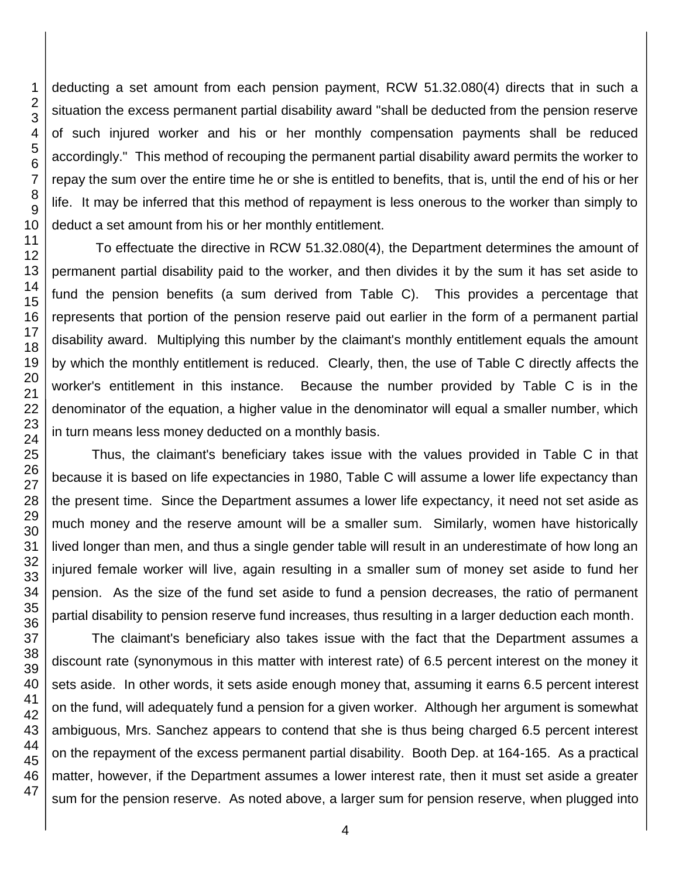deducting a set amount from each pension payment, RCW 51.32.080(4) directs that in such a situation the excess permanent partial disability award "shall be deducted from the pension reserve of such injured worker and his or her monthly compensation payments shall be reduced accordingly." This method of recouping the permanent partial disability award permits the worker to repay the sum over the entire time he or she is entitled to benefits, that is, until the end of his or her life. It may be inferred that this method of repayment is less onerous to the worker than simply to deduct a set amount from his or her monthly entitlement.

To effectuate the directive in RCW 51.32.080(4), the Department determines the amount of permanent partial disability paid to the worker, and then divides it by the sum it has set aside to fund the pension benefits (a sum derived from Table C). This provides a percentage that represents that portion of the pension reserve paid out earlier in the form of a permanent partial disability award. Multiplying this number by the claimant's monthly entitlement equals the amount by which the monthly entitlement is reduced. Clearly, then, the use of Table C directly affects the worker's entitlement in this instance. Because the number provided by Table C is in the denominator of the equation, a higher value in the denominator will equal a smaller number, which in turn means less money deducted on a monthly basis.

Thus, the claimant's beneficiary takes issue with the values provided in Table C in that because it is based on life expectancies in 1980, Table C will assume a lower life expectancy than the present time. Since the Department assumes a lower life expectancy, it need not set aside as much money and the reserve amount will be a smaller sum. Similarly, women have historically lived longer than men, and thus a single gender table will result in an underestimate of how long an injured female worker will live, again resulting in a smaller sum of money set aside to fund her pension. As the size of the fund set aside to fund a pension decreases, the ratio of permanent partial disability to pension reserve fund increases, thus resulting in a larger deduction each month.

The claimant's beneficiary also takes issue with the fact that the Department assumes a discount rate (synonymous in this matter with interest rate) of 6.5 percent interest on the money it sets aside. In other words, it sets aside enough money that, assuming it earns 6.5 percent interest on the fund, will adequately fund a pension for a given worker. Although her argument is somewhat ambiguous, Mrs. Sanchez appears to contend that she is thus being charged 6.5 percent interest on the repayment of the excess permanent partial disability. Booth Dep. at 164-165. As a practical matter, however, if the Department assumes a lower interest rate, then it must set aside a greater sum for the pension reserve. As noted above, a larger sum for pension reserve, when plugged into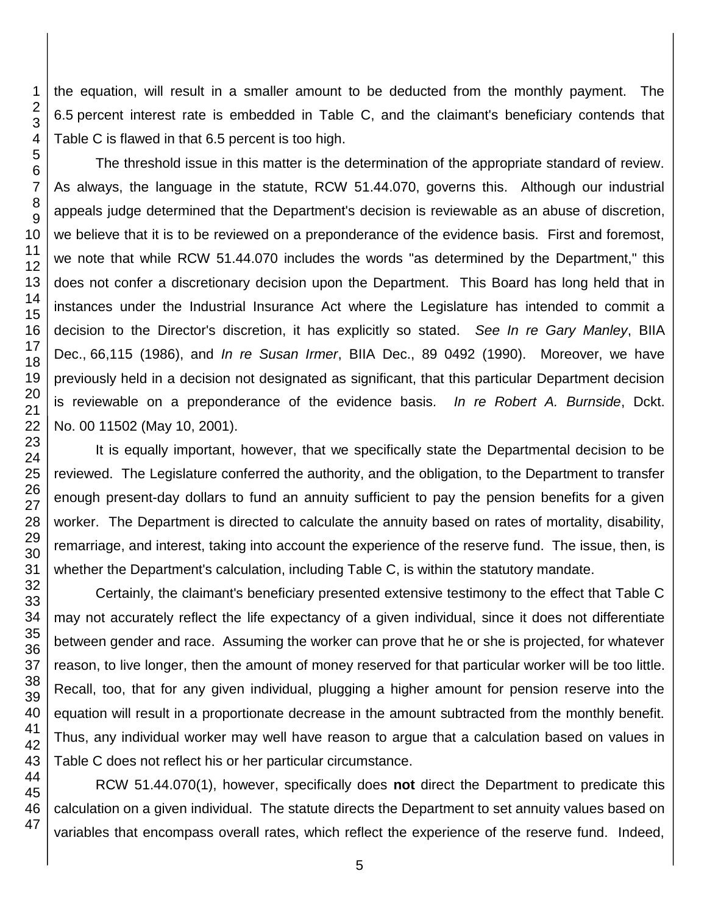the equation, will result in a smaller amount to be deducted from the monthly payment. The 6.5 percent interest rate is embedded in Table C, and the claimant's beneficiary contends that Table C is flawed in that 6.5 percent is too high.

The threshold issue in this matter is the determination of the appropriate standard of review. As always, the language in the statute, RCW 51.44.070, governs this. Although our industrial appeals judge determined that the Department's decision is reviewable as an abuse of discretion, we believe that it is to be reviewed on a preponderance of the evidence basis. First and foremost, we note that while RCW 51.44.070 includes the words "as determined by the Department," this does not confer a discretionary decision upon the Department. This Board has long held that in instances under the Industrial Insurance Act where the Legislature has intended to commit a decision to the Director's discretion, it has explicitly so stated. *See In re Gary Manley*, BIIA Dec., 66,115 (1986), and *In re Susan Irmer*, BIIA Dec., 89 0492 (1990). Moreover, we have previously held in a decision not designated as significant, that this particular Department decision is reviewable on a preponderance of the evidence basis. *In re Robert A. Burnside*, Dckt. No. 00 11502 (May 10, 2001).

It is equally important, however, that we specifically state the Departmental decision to be reviewed. The Legislature conferred the authority, and the obligation, to the Department to transfer enough present-day dollars to fund an annuity sufficient to pay the pension benefits for a given worker. The Department is directed to calculate the annuity based on rates of mortality, disability, remarriage, and interest, taking into account the experience of the reserve fund. The issue, then, is whether the Department's calculation, including Table C, is within the statutory mandate.

Certainly, the claimant's beneficiary presented extensive testimony to the effect that Table C may not accurately reflect the life expectancy of a given individual, since it does not differentiate between gender and race. Assuming the worker can prove that he or she is projected, for whatever reason, to live longer, then the amount of money reserved for that particular worker will be too little. Recall, too, that for any given individual, plugging a higher amount for pension reserve into the equation will result in a proportionate decrease in the amount subtracted from the monthly benefit. Thus, any individual worker may well have reason to argue that a calculation based on values in Table C does not reflect his or her particular circumstance.

RCW 51.44.070(1), however, specifically does **not** direct the Department to predicate this calculation on a given individual. The statute directs the Department to set annuity values based on variables that encompass overall rates, which reflect the experience of the reserve fund. Indeed,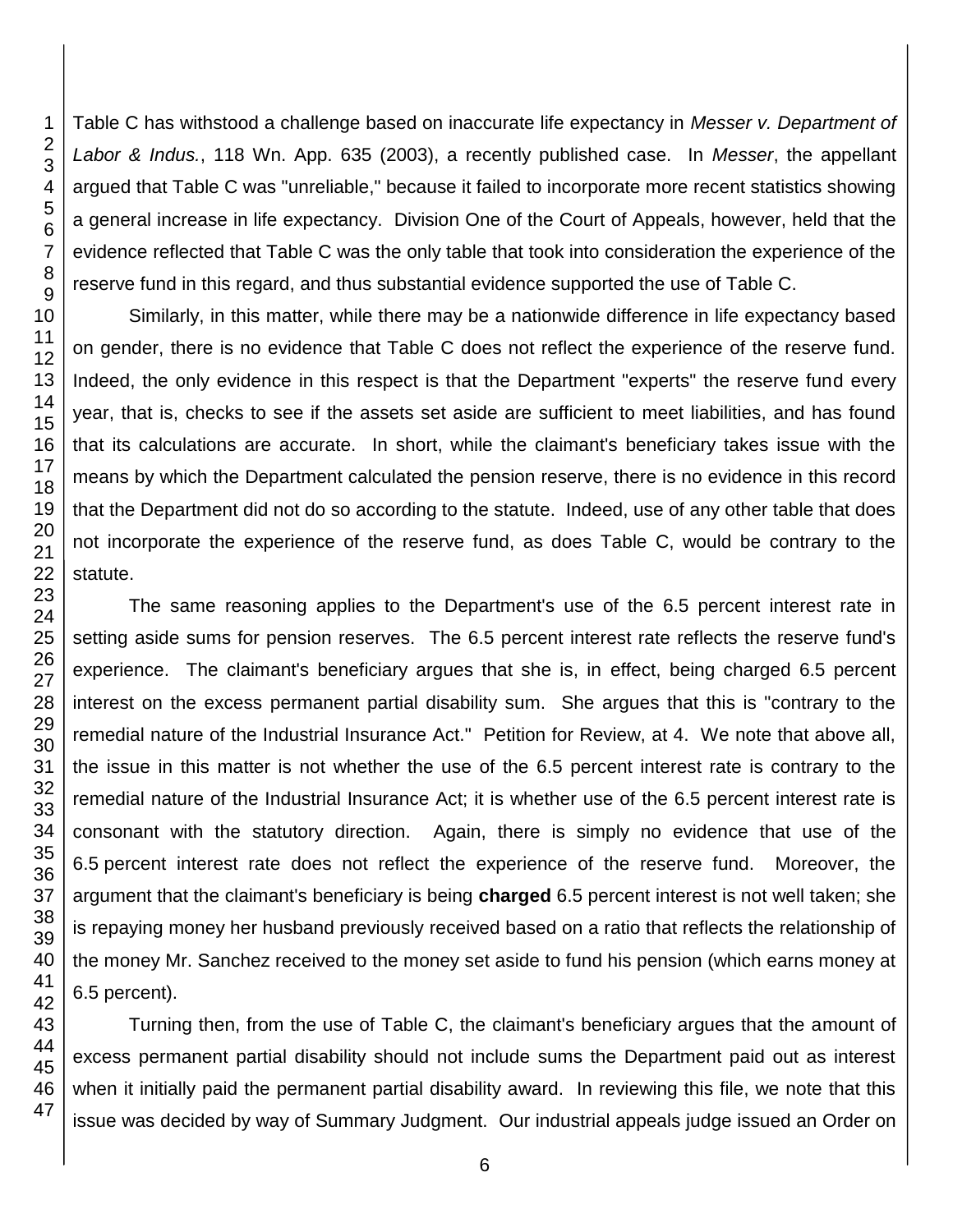Table C has withstood a challenge based on inaccurate life expectancy in *Messer v. Department of Labor & Indus.*, 118 Wn. App. 635 (2003), a recently published case. In *Messer*, the appellant argued that Table C was "unreliable," because it failed to incorporate more recent statistics showing a general increase in life expectancy. Division One of the Court of Appeals, however, held that the evidence reflected that Table C was the only table that took into consideration the experience of the reserve fund in this regard, and thus substantial evidence supported the use of Table C.

Similarly, in this matter, while there may be a nationwide difference in life expectancy based on gender, there is no evidence that Table C does not reflect the experience of the reserve fund. Indeed, the only evidence in this respect is that the Department "experts" the reserve fund every year, that is, checks to see if the assets set aside are sufficient to meet liabilities, and has found that its calculations are accurate. In short, while the claimant's beneficiary takes issue with the means by which the Department calculated the pension reserve, there is no evidence in this record that the Department did not do so according to the statute. Indeed, use of any other table that does not incorporate the experience of the reserve fund, as does Table C, would be contrary to the statute.

The same reasoning applies to the Department's use of the 6.5 percent interest rate in setting aside sums for pension reserves. The 6.5 percent interest rate reflects the reserve fund's experience. The claimant's beneficiary argues that she is, in effect, being charged 6.5 percent interest on the excess permanent partial disability sum. She argues that this is "contrary to the remedial nature of the Industrial Insurance Act." Petition for Review, at 4. We note that above all, the issue in this matter is not whether the use of the 6.5 percent interest rate is contrary to the remedial nature of the Industrial Insurance Act; it is whether use of the 6.5 percent interest rate is consonant with the statutory direction. Again, there is simply no evidence that use of the 6.5 percent interest rate does not reflect the experience of the reserve fund. Moreover, the argument that the claimant's beneficiary is being **charged** 6.5 percent interest is not well taken; she is repaying money her husband previously received based on a ratio that reflects the relationship of the money Mr. Sanchez received to the money set aside to fund his pension (which earns money at 6.5 percent).

Turning then, from the use of Table C, the claimant's beneficiary argues that the amount of excess permanent partial disability should not include sums the Department paid out as interest when it initially paid the permanent partial disability award. In reviewing this file, we note that this issue was decided by way of Summary Judgment. Our industrial appeals judge issued an Order on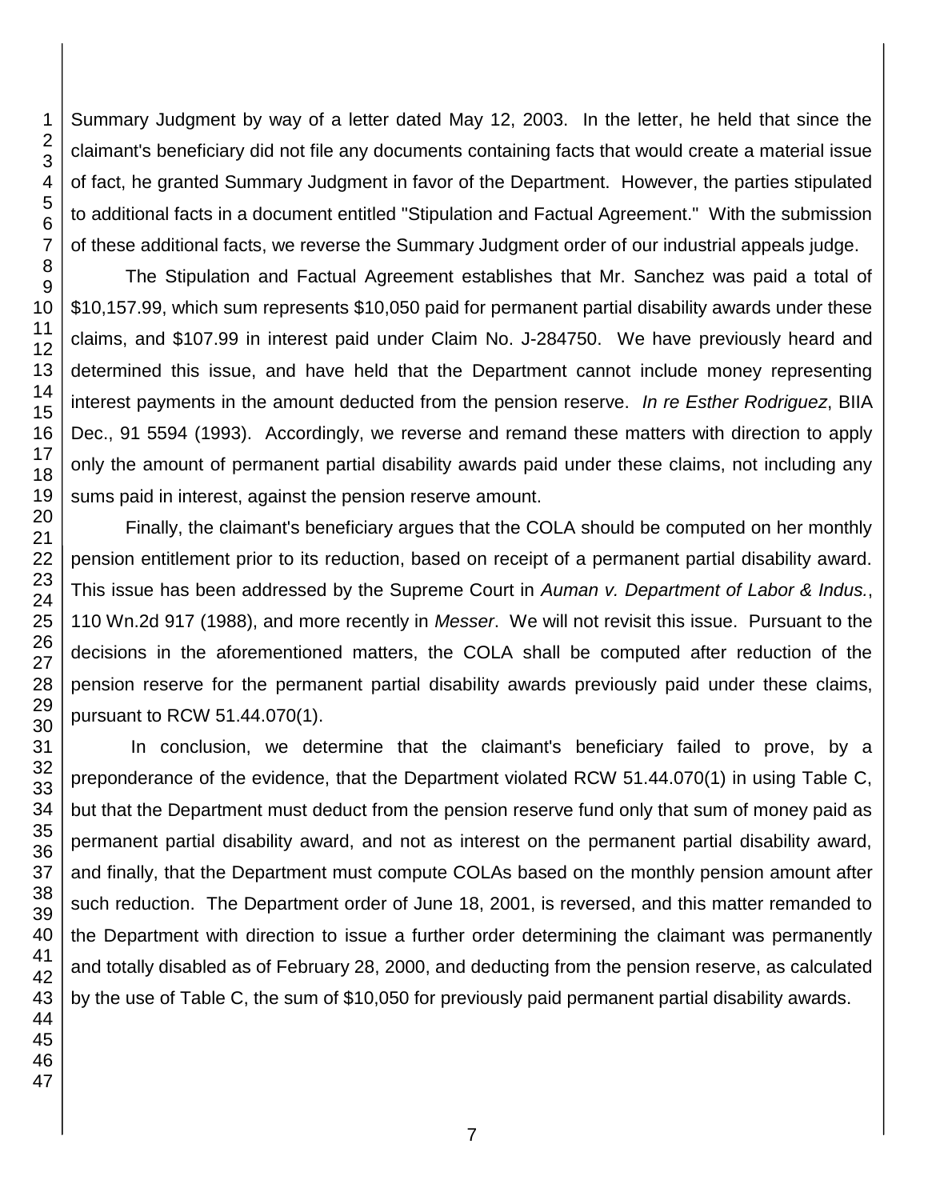Summary Judgment by way of a letter dated May 12, 2003. In the letter, he held that since the claimant's beneficiary did not file any documents containing facts that would create a material issue of fact, he granted Summary Judgment in favor of the Department. However, the parties stipulated to additional facts in a document entitled "Stipulation and Factual Agreement." With the submission of these additional facts, we reverse the Summary Judgment order of our industrial appeals judge.

The Stipulation and Factual Agreement establishes that Mr. Sanchez was paid a total of $10,157.99, which sum represents $10,050 paid for permanent partial disability awards under these claims, and $107.99 in interest paid under Claim No. J-284750. We have previously heard and determined this issue, and have held that the Department cannot include money representing interest payments in the amount deducted from the pension reserve. *In re Esther Rodriguez*, BIIA Dec., 91 5594 (1993). Accordingly, we reverse and remand these matters with direction to apply only the amount of permanent partial disability awards paid under these claims, not including any sums paid in interest, against the pension reserve amount.

Finally, the claimant's beneficiary argues that the COLA should be computed on her monthly pension entitlement prior to its reduction, based on receipt of a permanent partial disability award. This issue has been addressed by the Supreme Court in *Auman v. Department of Labor & Indus.*, 110 Wn.2d 917 (1988), and more recently in *Messer*. We will not revisit this issue. Pursuant to the decisions in the aforementioned matters, the COLA shall be computed after reduction of the pension reserve for the permanent partial disability awards previously paid under these claims, pursuant to RCW 51.44.070(1).

In conclusion, we determine that the claimant's beneficiary failed to prove, by a preponderance of the evidence, that the Department violated RCW 51.44.070(1) in using Table C, but that the Department must deduct from the pension reserve fund only that sum of money paid as permanent partial disability award, and not as interest on the permanent partial disability award, and finally, that the Department must compute COLAs based on the monthly pension amount after such reduction. The Department order of June 18, 2001, is reversed, and this matter remanded to the Department with direction to issue a further order determining the claimant was permanently and totally disabled as of February 28, 2000, and deducting from the pension reserve, as calculated by the use of Table C, the sum of $10,050 for previously paid permanent partial disability awards.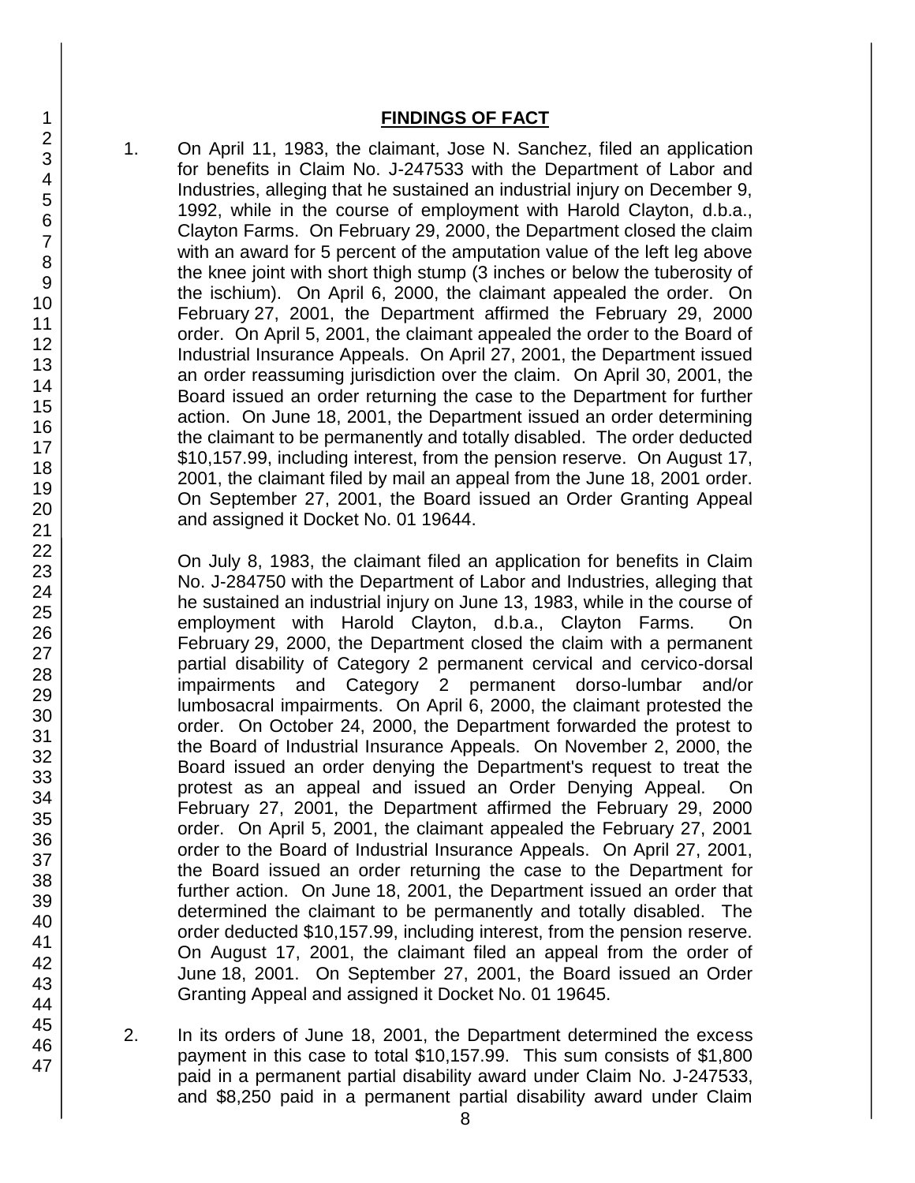## FINDINGS OF FACT

1. On April 11, 1983, the claimant, Jose N. Sanchez, filed an application for benefits in Claim No. J-247533 with the Department of Labor and Industries, alleging that he sustained an industrial injury on December 9, 1992, while in the course of employment with Harold Clayton, d.b.a., Clayton Farms. On February 29, 2000, the Department closed the claim with an award for 5 percent of the amputation value of the left leg above the knee joint with short thigh stump (3 inches or below the tuberosity of the ischium). On April 6, 2000, the claimant appealed the order. On February 27, 2001, the Department affirmed the February 29, 2000 order. On April 5, 2001, the claimant appealed the order to the Board of Industrial Insurance Appeals. On April 27, 2001, the Department issued an order reassuming jurisdiction over the claim. On April 30, 2001, the Board issued an order returning the case to the Department for further action. On June 18, 2001, the Department issued an order determining the claimant to be permanently and totally disabled. The order deducted $10,157.99, including interest, from the pension reserve. On August 17, 2001, the claimant filed by mail an appeal from the June 18, 2001 order. On September 27, 2001, the Board issued an Order Granting Appeal and assigned it Docket No. 01 19644.

   On July 8, 1983, the claimant filed an application for benefits in Claim No. J-284750 with the Department of Labor and Industries, alleging that he sustained an industrial injury on June 13, 1983, while in the course of employment with Harold Clayton, d.b.a., Clayton Farms. On February 29, 2000, the Department closed the claim with a permanent partial disability of Category 2 permanent cervical and cervico-dorsal impairments and Category 2 permanent dorso-lumbar and/or lumbosacral impairments. On April 6, 2000, the claimant protested the order. On October 24, 2000, the Department forwarded the protest to the Board of Industrial Insurance Appeals. On November 2, 2000, the Board issued an order denying the Department's request to treat the protest as an appeal and issued an Order Denying Appeal. On February 27, 2001, the Department affirmed the February 29, 2000 order. On April 5, 2001, the claimant appealed the February 27, 2001 order to the Board of Industrial Insurance Appeals. On April 27, 2001, the Board issued an order returning the case to the Department for further action. On June 18, 2001, the Department issued an order that determined the claimant to be permanently and totally disabled. The order deducted $10,157.99, including interest, from the pension reserve. On August 17, 2001, the claimant filed an appeal from the order of June 18, 2001. On September 27, 2001, the Board issued an Order Granting Appeal and assigned it Docket No. 01 19645.

2. In its orders of June 18, 2001, the Department determined the excess payment in this case to total $10,157.99. This sum consists of $1,800 paid in a permanent partial disability award under Claim No. J-247533, and $8,250 paid in a permanent partial disability award under Claim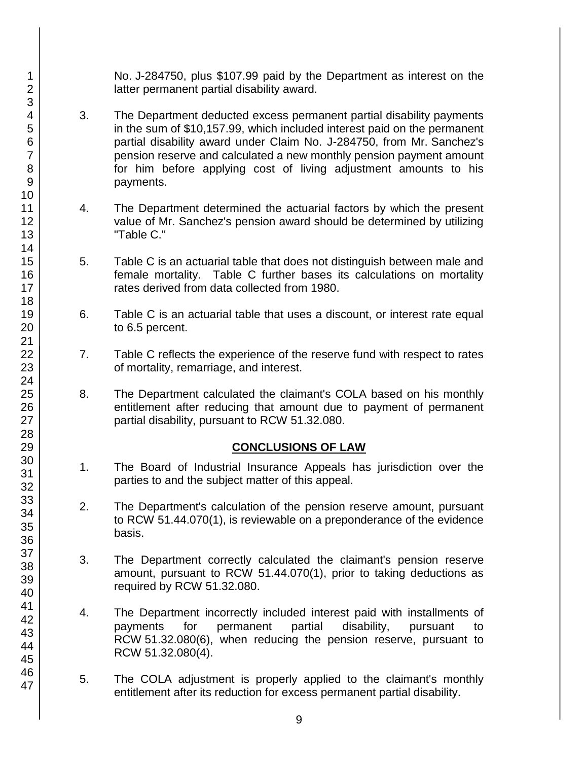No. J-284750, plus $107.99 paid by the Department as interest on the latter permanent partial disability award.

3. The Department deducted excess permanent partial disability payments in the sum of $10,157.99, which included interest paid on the permanent partial disability award under Claim No. J-284750, from Mr. Sanchez's pension reserve and calculated a new monthly pension payment amount for him before applying cost of living adjustment amounts to his payments.

4. The Department determined the actuarial factors by which the present value of Mr. Sanchez's pension award should be determined by utilizing "Table C."

5. Table C is an actuarial table that does not distinguish between male and female mortality. Table C further bases its calculations on mortality rates derived from data collected from 1980.

6. Table C is an actuarial table that uses a discount, or interest rate equal to 6.5 percent.

7. Table C reflects the experience of the reserve fund with respect to rates of mortality, remarriage, and interest.

8. The Department calculated the claimant's COLA based on his monthly entitlement after reducing that amount due to payment of permanent partial disability, pursuant to RCW 51.32.080.

## CONCLUSIONS OF LAW

1. The Board of Industrial Insurance Appeals has jurisdiction over the parties to and the subject matter of this appeal.

2. The Department's calculation of the pension reserve amount, pursuant to RCW 51.44.070(1), is reviewable on a preponderance of the evidence basis.

3. The Department correctly calculated the claimant's pension reserve amount, pursuant to RCW 51.44.070(1), prior to taking deductions as required by RCW 51.32.080.

4. The Department incorrectly included interest paid with installments of payments for permanent partial disability, pursuant to RCW 51.32.080(6), when reducing the pension reserve, pursuant to RCW 51.32.080(4).

5. The COLA adjustment is properly applied to the claimant's monthly entitlement after its reduction for excess permanent partial disability.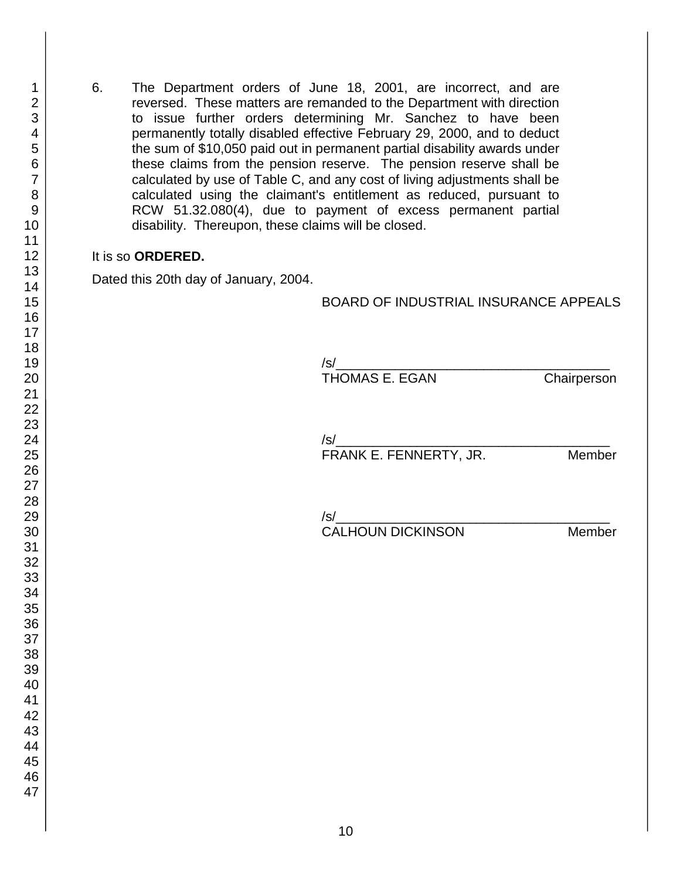6. The Department orders of June 18, 2001, are incorrect, and are reversed. These matters are remanded to the Department with direction to issue further orders determining Mr. Sanchez to have been permanently totally disabled effective February 29, 2000, and to deduct the sum of $10,050 paid out in permanent partial disability awards under these claims from the pension reserve. The pension reserve shall be calculated by use of Table C, and any cost of living adjustments shall be calculated using the claimant's entitlement as reduced, pursuant to RCW 51.32.080(4), due to payment of excess permanent partial disability. Thereupon, these claims will be closed.

It is so **ORDERED.**

Dated this 20th day of January, 2004.

BOARD OF INDUSTRIAL INSURANCE APPEALS

/s/______________________________________
THOMAS E. EGAN Chairperson

/s/______________________________________
FRANK E. FENNERTY, JR. Member

/s/______________________________________
CALHOUN DICKINSON Member